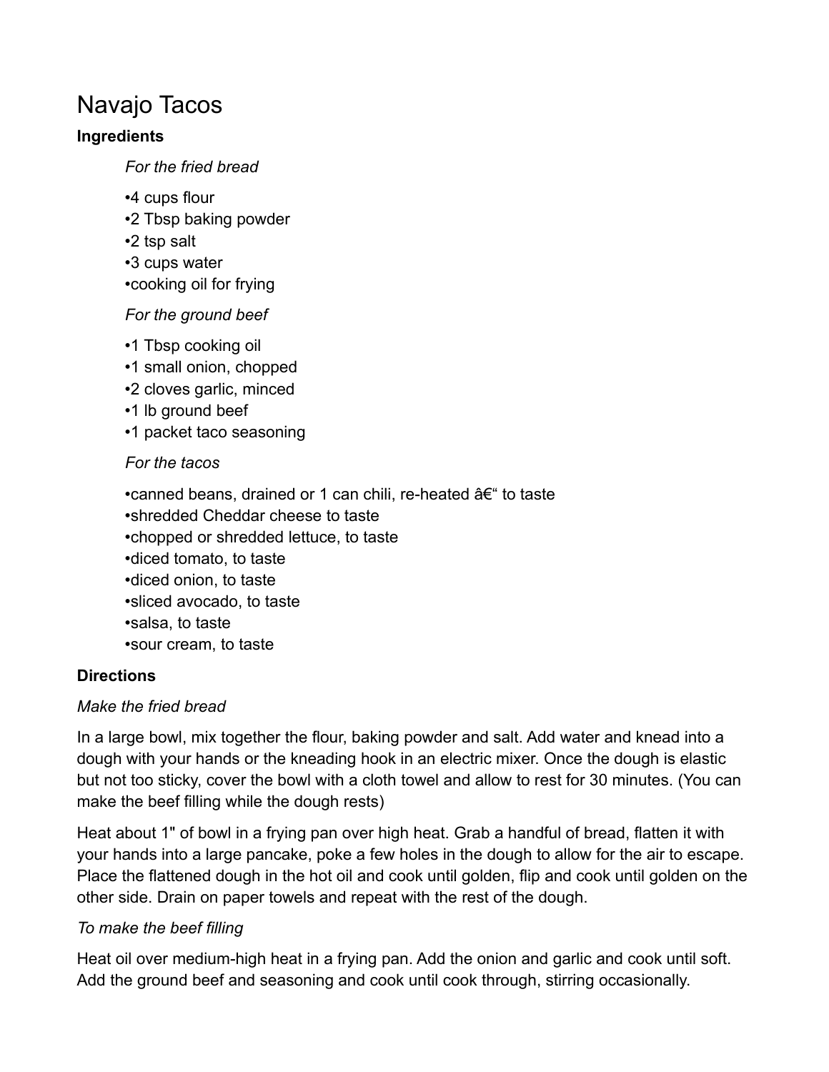# Navajo Tacos

**Ingredients**

*For the fried bread*

•4 cups flour
•2 Tbsp baking powder
•2 tsp salt
•3 cups water
•cooking oil for frying

*For the ground beef*

•1 Tbsp cooking oil
•1 small onion, chopped
•2 cloves garlic, minced
•1 lb ground beef
•1 packet taco seasoning

*For the tacos*

•canned beans, drained or 1 can chili, re-heated â€“ to taste
•shredded Cheddar cheese to taste
•chopped or shredded lettuce, to taste
•diced tomato, to taste
•diced onion, to taste
•sliced avocado, to taste
•salsa, to taste
•sour cream, to taste

**Directions**

*Make the fried bread*

In a large bowl, mix together the flour, baking powder and salt. Add water and knead into a dough with your hands or the kneading hook in an electric mixer. Once the dough is elastic but not too sticky, cover the bowl with a cloth towel and allow to rest for 30 minutes. (You can make the beef filling while the dough rests)

Heat about 1" of bowl in a frying pan over high heat. Grab a handful of bread, flatten it with your hands into a large pancake, poke a few holes in the dough to allow for the air to escape. Place the flattened dough in the hot oil and cook until golden, flip and cook until golden on the other side. Drain on paper towels and repeat with the rest of the dough.

*To make the beef filling*

Heat oil over medium-high heat in a frying pan. Add the onion and garlic and cook until soft. Add the ground beef and seasoning and cook until cook through, stirring occasionally.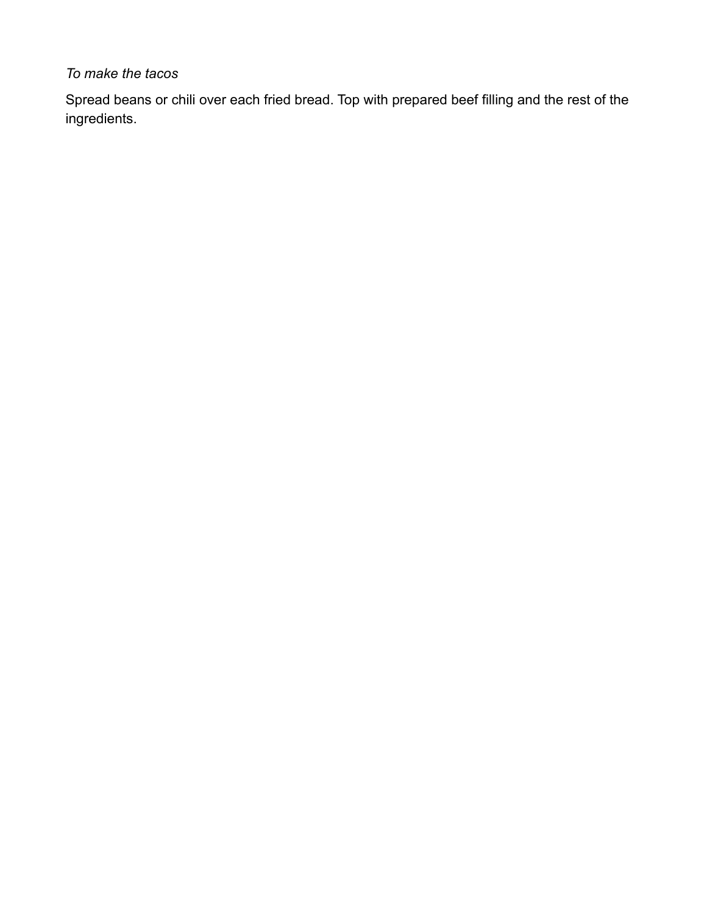*To make the tacos*

Spread beans or chili over each fried bread. Top with prepared beef filling and the rest of the ingredients.